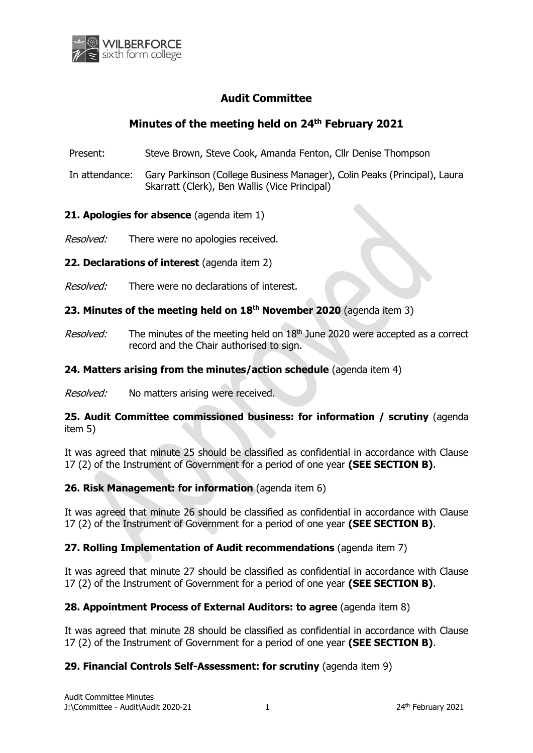WILBERFORCE sixth form college

# Audit Committee

## Minutes of the meeting held on 24th February 2021

| | |
|---|---|
| Present: | Steve Brown, Steve Cook, Amanda Fenton, Cllr Denise Thompson |
| In attendance: | Gary Parkinson (College Business Manager), Colin Peaks (Principal), Laura Skarratt (Clerk), Ben Wallis (Vice Principal) |

**21. Apologies for absence** (agenda item 1)

*Resolved:* There were no apologies received.

**22. Declarations of interest** (agenda item 2)

*Resolved:* There were no declarations of interest.

**23. Minutes of the meeting held on 18th November 2020** (agenda item 3)

*Resolved:* The minutes of the meeting held on 18th June 2020 were accepted as a correct record and the Chair authorised to sign.

**24. Matters arising from the minutes/action schedule** (agenda item 4)

*Resolved:* No matters arising were received.

**25. Audit Committee commissioned business: for information / scrutiny** (agenda item 5)

It was agreed that minute 25 should be classified as confidential in accordance with Clause 17 (2) of the Instrument of Government for a period of one year **(SEE SECTION B)**.

**26. Risk Management: for information** (agenda item 6)

It was agreed that minute 26 should be classified as confidential in accordance with Clause 17 (2) of the Instrument of Government for a period of one year **(SEE SECTION B)**.

**27. Rolling Implementation of Audit recommendations** (agenda item 7)

It was agreed that minute 27 should be classified as confidential in accordance with Clause 17 (2) of the Instrument of Government for a period of one year **(SEE SECTION B)**.

**28. Appointment Process of External Auditors: to agree** (agenda item 8)

It was agreed that minute 28 should be classified as confidential in accordance with Clause 17 (2) of the Instrument of Government for a period of one year **(SEE SECTION B)**.

**29. Financial Controls Self-Assessment: for scrutiny** (agenda item 9)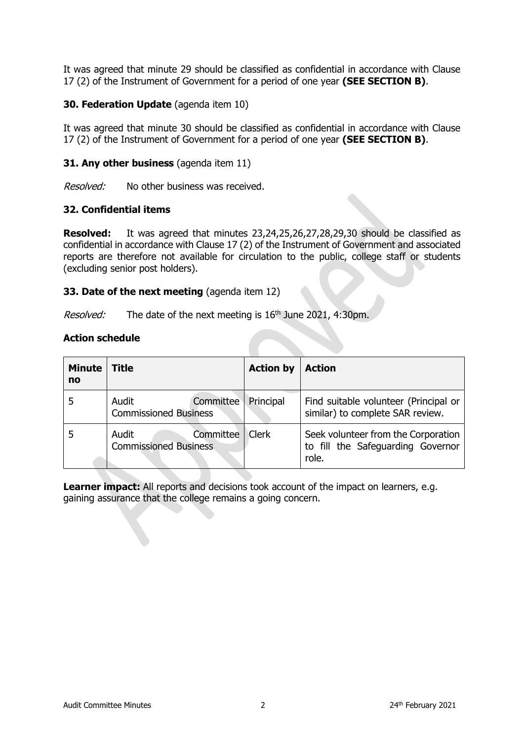It was agreed that minute 29 should be classified as confidential in accordance with Clause 17 (2) of the Instrument of Government for a period of one year **(SEE SECTION B)**.

**30. Federation Update** (agenda item 10)

It was agreed that minute 30 should be classified as confidential in accordance with Clause 17 (2) of the Instrument of Government for a period of one year **(SEE SECTION B)**.

**31. Any other business** (agenda item 11)

*Resolved:* No other business was received.

**32. Confidential items**

**Resolved:** It was agreed that minutes 23,24,25,26,27,28,29,30 should be classified as confidential in accordance with Clause 17 (2) of the Instrument of Government and associated reports are therefore not available for circulation to the public, college staff or students (excluding senior post holders).

**33. Date of the next meeting** (agenda item 12)

*Resolved:* The date of the next meeting is 16th June 2021, 4:30pm.

**Action schedule**

| Minute no | Title | Action by | Action |
|---|---|---|---|
| 5 | Audit Committee Commissioned Business | Principal | Find suitable volunteer (Principal or similar) to complete SAR review. |
| 5 | Audit Committee Commissioned Business | Clerk | Seek volunteer from the Corporation to fill the Safeguarding Governor role. |

**Learner impact:** All reports and decisions took account of the impact on learners, e.g. gaining assurance that the college remains a going concern.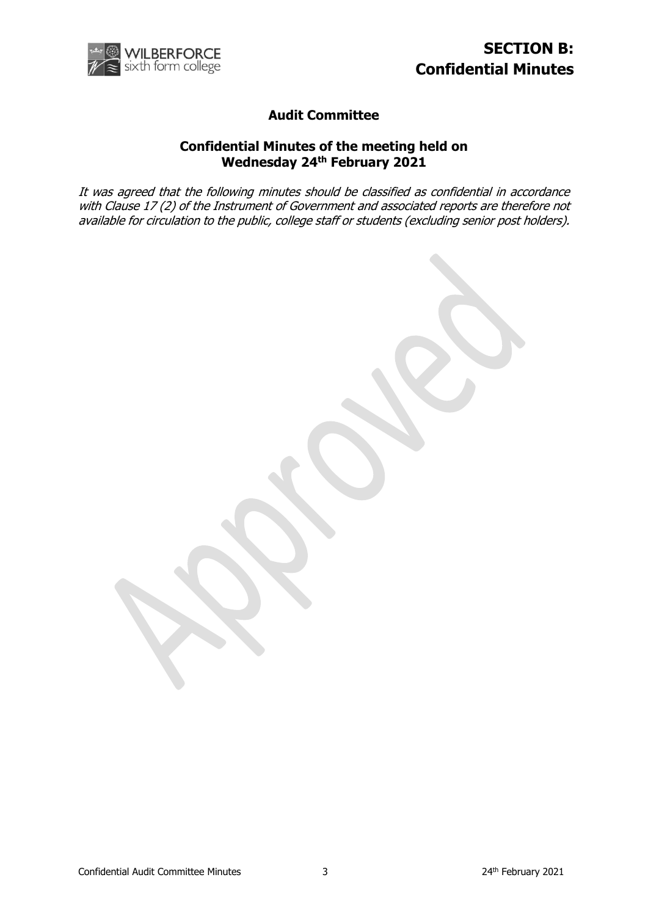# SECTION B: Confidential Minutes

## Audit Committee

### Confidential Minutes of the meeting held on Wednesday 24th February 2021

*It was agreed that the following minutes should be classified as confidential in accordance with Clause 17 (2) of the Instrument of Government and associated reports are therefore not available for circulation to the public, college staff or students (excluding senior post holders).*